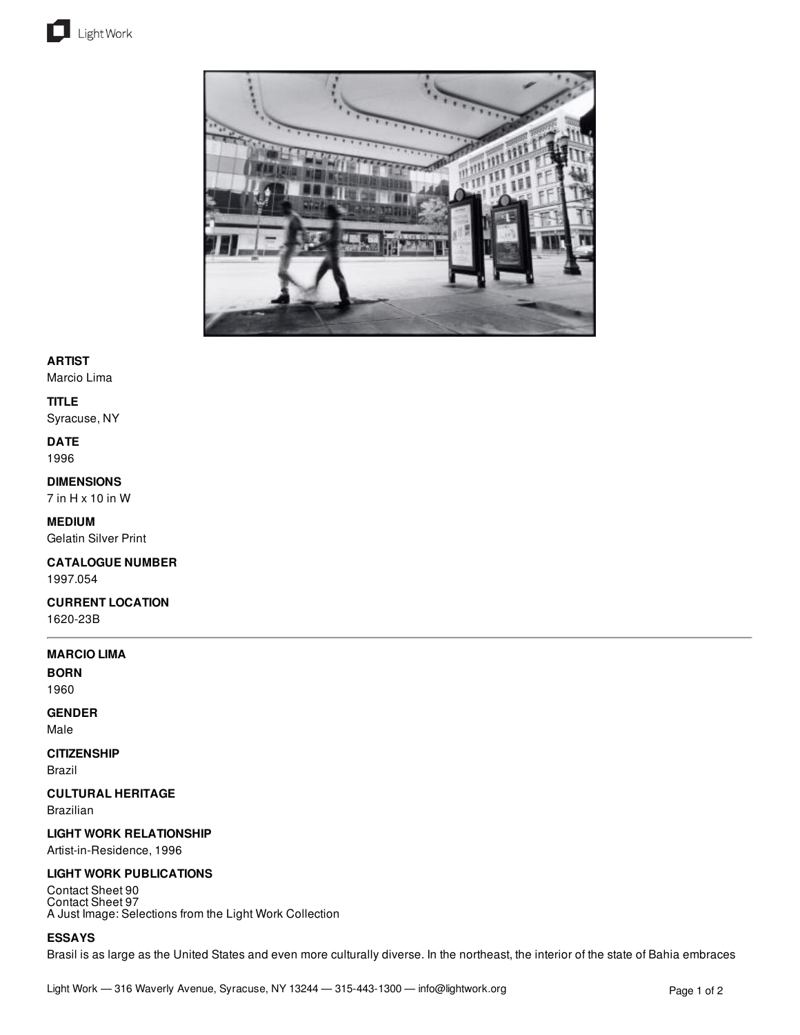**ARTIST**
Marcio Lima

**TITLE**
Syracuse, NY

**DATE**
1996

**DIMENSIONS**
7 in H x 10 in W

**MEDIUM**
Gelatin Silver Print

**CATALOGUE NUMBER**
1997.054

**CURRENT LOCATION**
1620-23B

---

**MARCIO LIMA**

**BORN**
1960

**GENDER**
Male

**CITIZENSHIP**
Brazil

**CULTURAL HERITAGE**
Brazilian

**LIGHT WORK RELATIONSHIP**
Artist-in-Residence, 1996

**LIGHT WORK PUBLICATIONS**
Contact Sheet 90
Contact Sheet 97
A Just Image: Selections from the Light Work Collection

**ESSAYS**
Brasil is as large as the United States and even more culturally diverse. In the northeast, the interior of the state of Bahia embraces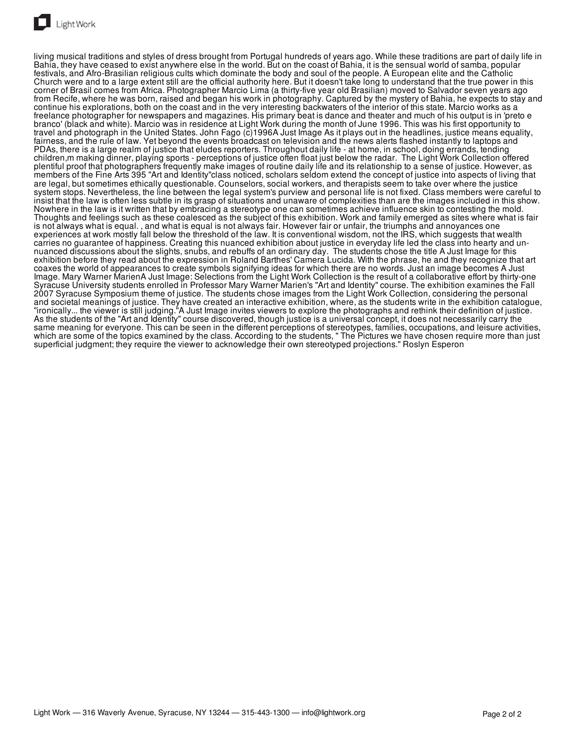living musical traditions and styles of dress brought from Portugal hundreds of years ago. While these traditions are part of daily life in Bahia, they have ceased to exist anywhere else in the world. But on the coast of Bahia, it is the sensual world of samba, popular festivals, and Afro-Brasilian religious cults which dominate the body and soul of the people. A European elite and the Catholic Church were and to a large extent still are the official authority here. But it doesn't take long to understand that the true power in this corner of Brasil comes from Africa. Photographer Marcio Lima (a thirty-five year old Brasilian) moved to Salvador seven years ago from Recife, where he was born, raised and began his work in photography. Captured by the mystery of Bahia, he expects to stay and continue his explorations, both on the coast and in the very interesting backwaters of the interior of this state. Marcio works as a freelance photographer for newspapers and magazines. His primary beat is dance and theater and much of his output is in 'preto e branco' (black and white). Marcio was in residence at Light Work during the month of June 1996. This was his first opportunity to travel and photograph in the United States. John Fago (c)1996A Just Image As it plays out in the headlines, justice means equality, fairness, and the rule of law. Yet beyond the events broadcast on television and the news alerts flashed instantly to laptops and PDAs, there is a large realm of justice that eludes reporters. Throughout daily life - at home, in school, doing errands, tending children,m making dinner, playing sports - perceptions of justice often float just below the radar. The Light Work Collection offered plentiful proof that photographers frequently make images of routine daily life and its relationship to a sense of justice. However, as members of the Fine Arts 395 "Art and Identity"class noticed, scholars seldom extend the concept of justice into aspects of living that are legal, but sometimes ethically questionable. Counselors, social workers, and therapists seem to take over where the justice system stops. Nevertheless, the line between the legal system's purview and personal life is not fixed. Class members were careful to insist that the law is often less subtle in its grasp of situations and unaware of complexities than are the images included in this show. Nowhere in the law is it written that by embracing a stereotype one can sometimes achieve influence skin to contesting the mold. Thoughts and feelings such as these coalesced as the subject of this exhibition. Work and family emerged as sites where what is fair is not always what is equal. , and what is equal is not always fair. However fair or unfair, the triumphs and annoyances one experiences at work mostly fall below the threshold of the law. It is conventional wisdom, not the IRS, which suggests that wealth carries no guarantee of happiness. Creating this nuanced exhibition about justice in everyday life led the class into hearty and un-nuanced discussions about the slights, snubs, and rebuffs of an ordinary day. The students chose the title A Just Image for this exhibition before they read about the expression in Roland Barthes' Camera Lucida. With the phrase, he and they recognize that art coaxes the world of appearances to create symbols signifying ideas for which there are no words. Just an image becomes A Just Image. Mary Warner MarienA Just Image: Selections from the Light Work Collection is the result of a collaborative effort by thirty-one Syracuse University students enrolled in Professor Mary Warner Marien's "Art and Identity" course. The exhibition examines the Fall 2007 Syracuse Symposium theme of justice. The students chose images from the Light Work Collection, considering the personal and societal meanings of justice. They have created an interactive exhibition, where, as the students write in the exhibition catalogue, "ironically... the viewer is still judging."A Just Image invites viewers to explore the photographs and rethink their definition of justice. As the students of the "Art and Identity" course discovered, though justice is a universal concept, it does not necessarily carry the same meaning for everyone. This can be seen in the different perceptions of stereotypes, families, occupations, and leisure activities, which are some of the topics examined by the class. According to the students, " The Pictures we have chosen require more than just superficial judgment; they require the viewer to acknowledge their own stereotyped projections." Roslyn Esperon